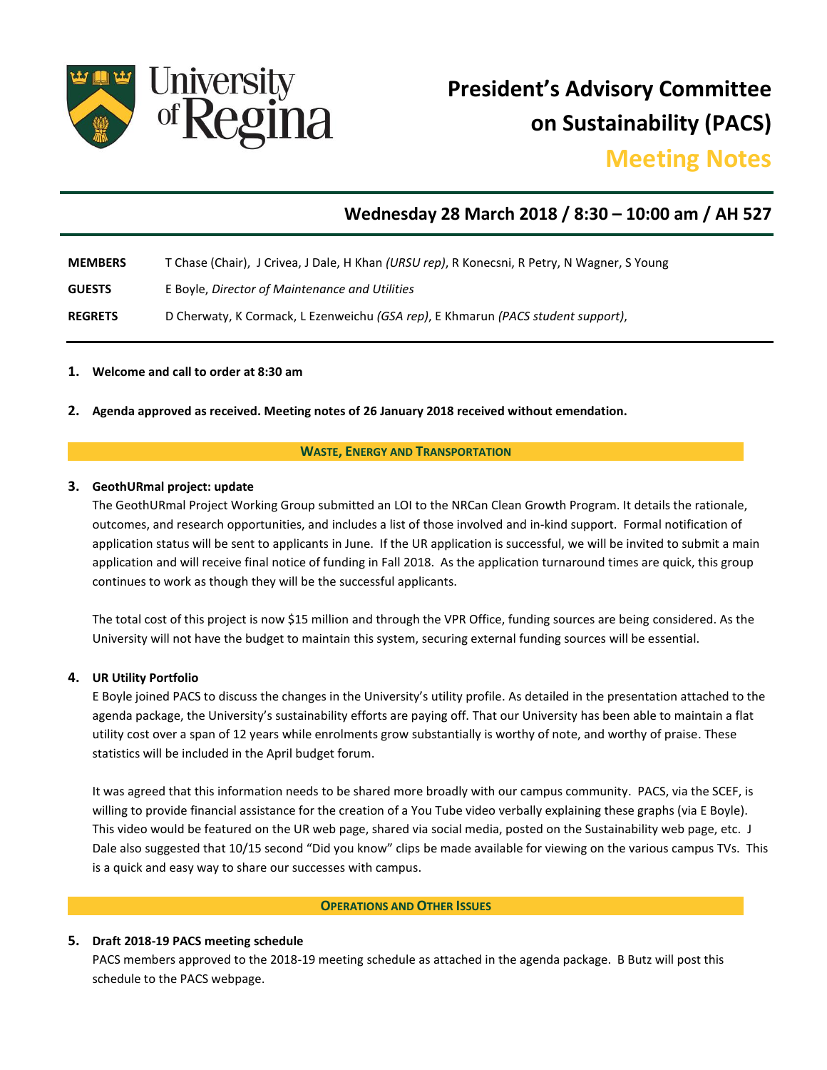# President's Advisory Committee on Sustainability (PACS)

## Meeting Notes

### Wednesday 28 March 2018 / 8:30 – 10:00 am / AH 527

**MEMBERS** T Chase (Chair), J Crivea, J Dale, H Khan *(URSU rep)*, R Konecsni, R Petry, N Wagner, S Young

**GUESTS** E Boyle, *Director of Maintenance and Utilities*

**REGRETS** D Cherwaty, K Cormack, L Ezenweichu *(GSA rep)*, E Khmarun *(PACS student support)*,

1. **Welcome and call to order at 8:30 am**

2. **Agenda approved as received. Meeting notes of 26 January 2018 received without emendation.**

**WASTE, ENERGY AND TRANSPORTATION**

3. **GeothURmal project: update**

   The GeothURmal Project Working Group submitted an LOI to the NRCan Clean Growth Program. It details the rationale, outcomes, and research opportunities, and includes a list of those involved and in-kind support. Formal notification of application status will be sent to applicants in June. If the UR application is successful, we will be invited to submit a main application and will receive final notice of funding in Fall 2018. As the application turnaround times are quick, this group continues to work as though they will be the successful applicants.

   The total cost of this project is now $15 million and through the VPR Office, funding sources are being considered. As the University will not have the budget to maintain this system, securing external funding sources will be essential.

4. **UR Utility Portfolio**

   E Boyle joined PACS to discuss the changes in the University's utility profile. As detailed in the presentation attached to the agenda package, the University's sustainability efforts are paying off. That our University has been able to maintain a flat utility cost over a span of 12 years while enrolments grow substantially is worthy of note, and worthy of praise. These statistics will be included in the April budget forum.

   It was agreed that this information needs to be shared more broadly with our campus community. PACS, via the SCEF, is willing to provide financial assistance for the creation of a You Tube video verbally explaining these graphs (via E Boyle). This video would be featured on the UR web page, shared via social media, posted on the Sustainability web page, etc. J Dale also suggested that 10/15 second "Did you know" clips be made available for viewing on the various campus TVs. This is a quick and easy way to share our successes with campus.

**OPERATIONS AND OTHER ISSUES**

5. **Draft 2018-19 PACS meeting schedule**

   PACS members approved to the 2018-19 meeting schedule as attached in the agenda package. B Butz will post this schedule to the PACS webpage.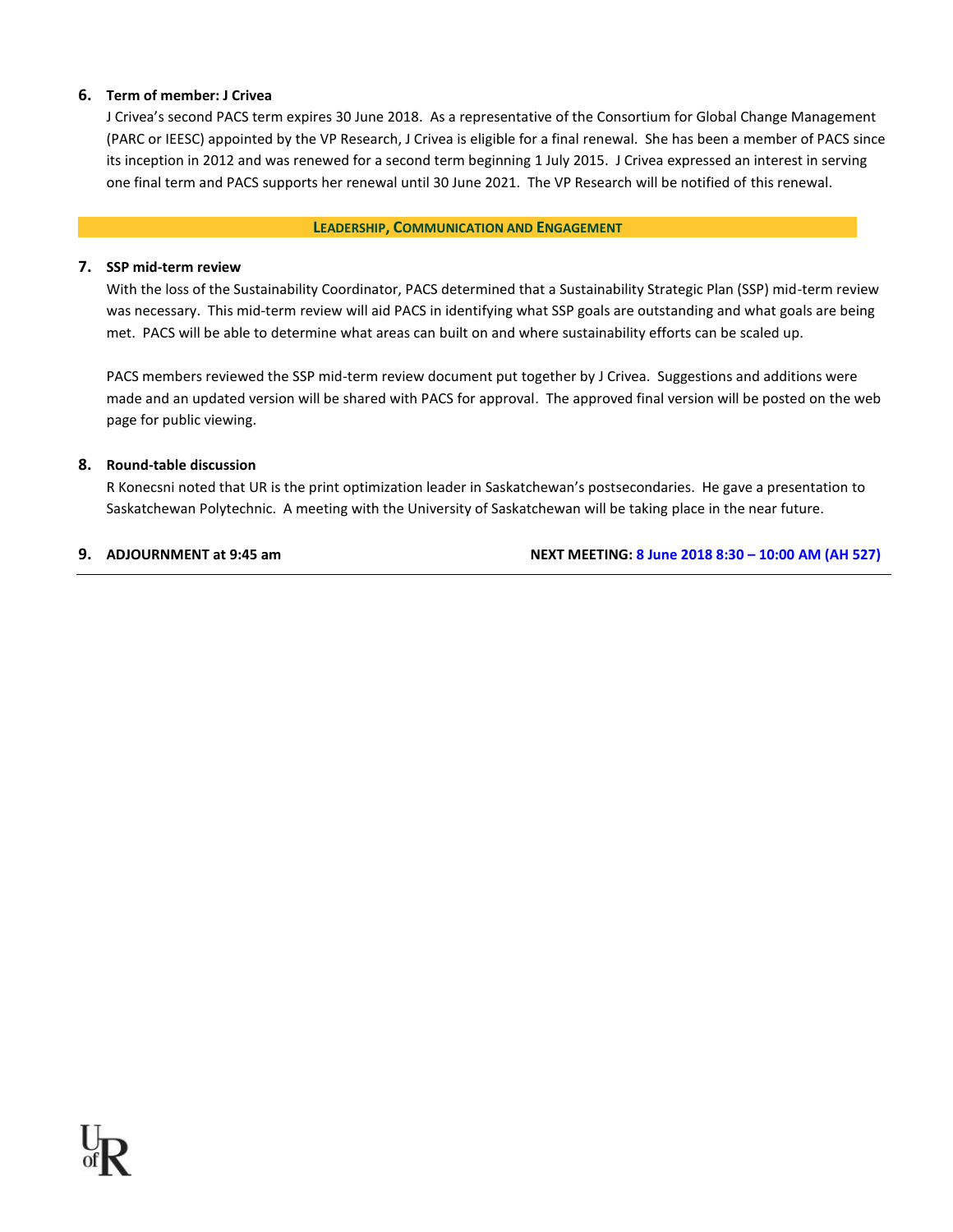**6. Term of member: J Crivea**

J Crivea's second PACS term expires 30 June 2018. As a representative of the Consortium for Global Change Management (PARC or IEESC) appointed by the VP Research, J Crivea is eligible for a final renewal. She has been a member of PACS since its inception in 2012 and was renewed for a second term beginning 1 July 2015. J Crivea expressed an interest in serving one final term and PACS supports her renewal until 30 June 2021. The VP Research will be notified of this renewal.

## LEADERSHIP, COMMUNICATION AND ENGAGEMENT

**7. SSP mid-term review**

With the loss of the Sustainability Coordinator, PACS determined that a Sustainability Strategic Plan (SSP) mid-term review was necessary. This mid-term review will aid PACS in identifying what SSP goals are outstanding and what goals are being met. PACS will be able to determine what areas can built on and where sustainability efforts can be scaled up.

PACS members reviewed the SSP mid-term review document put together by J Crivea. Suggestions and additions were made and an updated version will be shared with PACS for approval. The approved final version will be posted on the web page for public viewing.

**8. Round-table discussion**

R Konecsni noted that UR is the print optimization leader in Saskatchewan's postsecondaries. He gave a presentation to Saskatchewan Polytechnic. A meeting with the University of Saskatchewan will be taking place in the near future.

**9. ADJOURNMENT at 9:45 am** **NEXT MEETING: 8 June 2018 8:30 – 10:00 AM (AH 527)**